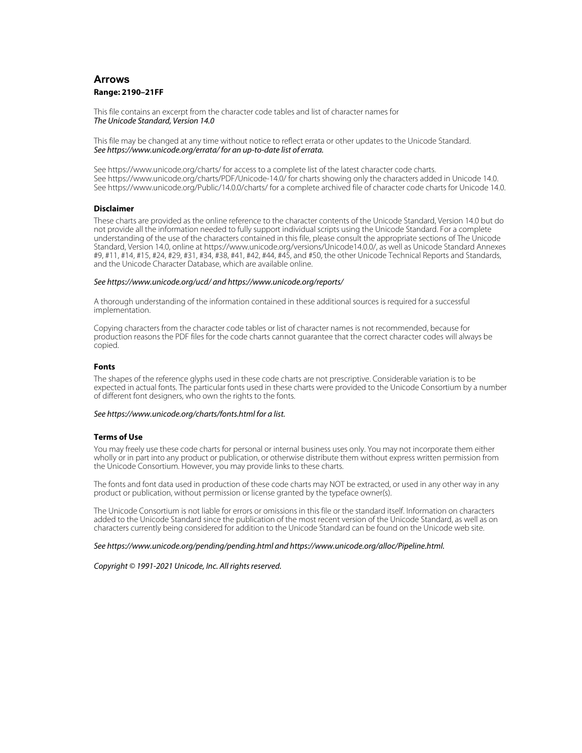# Arrows

**Range: 2190–21FF**

This file contains an excerpt from the character code tables and list of character names for
*The Unicode Standard, Version 14.0*

This file may be changed at any time without notice to reflect errata or other updates to the Unicode Standard.
*See https://www.unicode.org/errata/ for an up-to-date list of errata.*

See https://www.unicode.org/charts/ for access to a complete list of the latest character code charts.
See https://www.unicode.org/charts/PDF/Unicode-14.0/ for charts showing only the characters added in Unicode 14.0.
See https://www.unicode.org/Public/14.0.0/charts/ for a complete archived file of character code charts for Unicode 14.0.

### Disclaimer

These charts are provided as the online reference to the character contents of the Unicode Standard, Version 14.0 but do not provide all the information needed to fully support individual scripts using the Unicode Standard. For a complete understanding of the use of the characters contained in this file, please consult the appropriate sections of The Unicode Standard, Version 14.0, online at https://www.unicode.org/versions/Unicode14.0.0/, as well as Unicode Standard Annexes #9, #11, #14, #15, #24, #29, #31, #34, #38, #41, #42, #44, #45, and #50, the other Unicode Technical Reports and Standards, and the Unicode Character Database, which are available online.

*See https://www.unicode.org/ucd/ and https://www.unicode.org/reports/*

A thorough understanding of the information contained in these additional sources is required for a successful implementation.

Copying characters from the character code tables or list of character names is not recommended, because for production reasons the PDF files for the code charts cannot guarantee that the correct character codes will always be copied.

### Fonts

The shapes of the reference glyphs used in these code charts are not prescriptive. Considerable variation is to be expected in actual fonts. The particular fonts used in these charts were provided to the Unicode Consortium by a number of different font designers, who own the rights to the fonts.

*See https://www.unicode.org/charts/fonts.html for a list.*

### Terms of Use

You may freely use these code charts for personal or internal business uses only. You may not incorporate them either wholly or in part into any product or publication, or otherwise distribute them without express written permission from the Unicode Consortium. However, you may provide links to these charts.

The fonts and font data used in production of these code charts may NOT be extracted, or used in any other way in any product or publication, without permission or license granted by the typeface owner(s).

The Unicode Consortium is not liable for errors or omissions in this file or the standard itself. Information on characters added to the Unicode Standard since the publication of the most recent version of the Unicode Standard, as well as on characters currently being considered for addition to the Unicode Standard can be found on the Unicode web site.

*See https://www.unicode.org/pending/pending.html and https://www.unicode.org/alloc/Pipeline.html.*

*Copyright © 1991-2021 Unicode, Inc. All rights reserved.*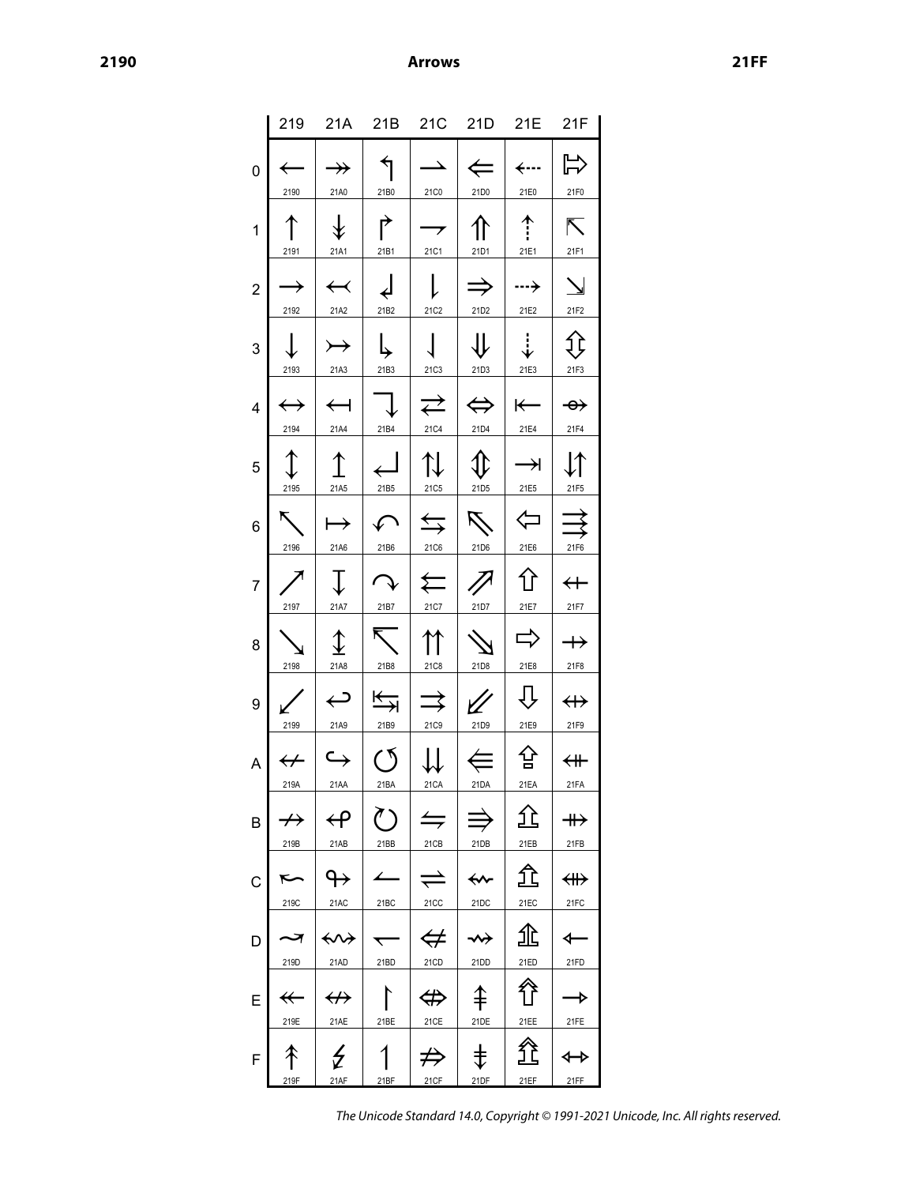# 2190 Arrows 21FF

| | 219 | 21A | 21B | 21C | 21D | 21E | 21F |
|---|---|---|---|---|---|---|---|
| 0 | ← 2190 | ↠ 21A0 | ↰ 21B0 | ⇀ 21C0 | ⇐ 21D0 | ⇠ 21E0 | ⇰ 21F0 |
| 1 | ↑ 2191 | ↡ 21A1 | ↱ 21B1 | ⇁ 21C1 | ⇑ 21D1 | ⇡ 21E1 | ⇱ 21F1 |
| 2 | → 2192 | ↢ 21A2 | ↲ 21B2 | ⇂ 21C2 | ⇒ 21D2 | ⇢ 21E2 | ⇲ 21F2 |
| 3 | ↓ 2193 | ↣ 21A3 | ↳ 21B3 | ⇃ 21C3 | ⇓ 21D3 | ⇣ 21E3 | ⇳ 21F3 |
| 4 | ↔ 2194 | ↤ 21A4 | ↴ 21B4 | ⇄ 21C4 | ⇔ 21D4 | ⇤ 21E4 | ⇴ 21F4 |
| 5 | ↕ 2195 | ↥ 21A5 | ↵ 21B5 | ⇅ 21C5 | ⇕ 21D5 | ⇥ 21E5 | ⇵ 21F5 |
| 6 | ↖ 2196 | ↦ 21A6 | ↶ 21B6 | ⇆ 21C6 | ⇖ 21D6 | ⇦ 21E6 | ⇶ 21F6 |
| 7 | ↗ 2197 | ↧ 21A7 | ↷ 21B7 | ⇇ 21C7 | ⇗ 21D7 | ⇧ 21E7 | ⇷ 21F7 |
| 8 | ↘ 2198 | ↨ 21A8 | ↸ 21B8 | ⇈ 21C8 | ⇘ 21D8 | ⇨ 21E8 | ⇸ 21F8 |
| 9 | ↙ 2199 | ↩ 21A9 | ↹ 21B9 | ⇉ 21C9 | ⇙ 21D9 | ⇩ 21E9 | ⇹ 21F9 |
| A | ↚ 219A | ↪ 21AA | ↺ 21BA | ⇊ 21CA | ⇚ 21DA | ⇪ 21EA | ⇺ 21FA |
| B | ↛ 219B | ↫ 21AB | ↻ 21BB | ⇋ 21CB | ⇛ 21DB | ⇫ 21EB | ⇻ 21FB |
| C | ↜ 219C | ↬ 21AC | ↼ 21BC | ⇌ 21CC | ⇜ 21DC | ⇬ 21EC | ⇼ 21FC |
| D | ↝ 219D | ↭ 21AD | ↽ 21BD | ⇍ 21CD | ⇝ 21DD | ⇭ 21ED | ⇽ 21FD |
| E | ↞ 219E | ↮ 21AE | ↾ 21BE | ⇎ 21CE | ⇞ 21DE | ⇮ 21EE | ⇾ 21FE |
| F | ↟ 219F | ↯ 21AF | ↿ 21BF | ⇏ 21CF | ⇟ 21DF | ⇯ 21EF | ⇿ 21FF |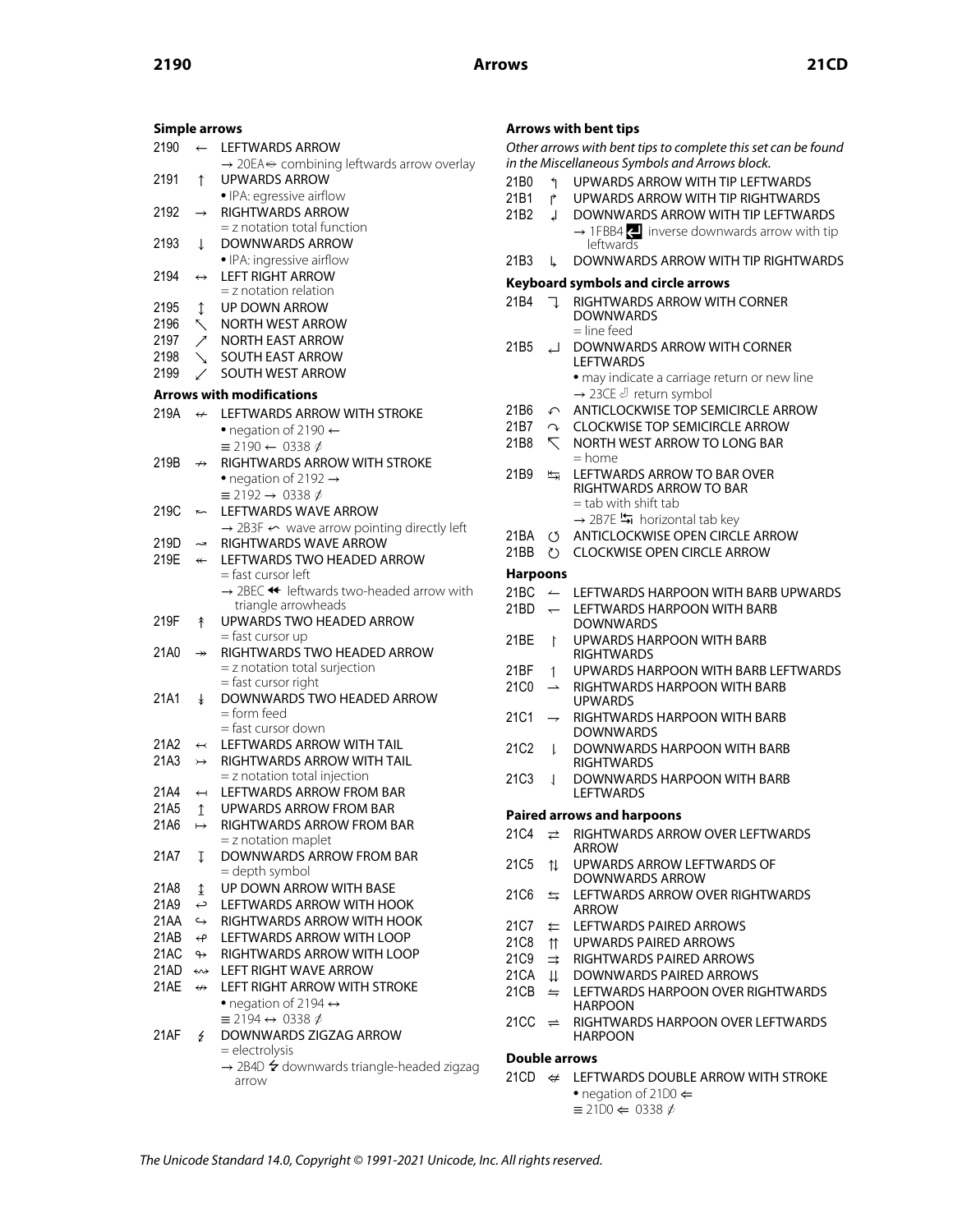## Simple arrows

2190 ← LEFTWARDS ARROW
→ 20EA ⃪ combining leftwards arrow overlay

2191 ↑ UPWARDS ARROW
• IPA: egressive airflow

2192 → RIGHTWARDS ARROW
= z notation total function

2193 ↓ DOWNWARDS ARROW
• IPA: ingressive airflow

2194 ↔ LEFT RIGHT ARROW
= z notation relation

2195 ↕ UP DOWN ARROW

2196 ↖ NORTH WEST ARROW

2197 ↗ NORTH EAST ARROW

2198 ↘ SOUTH EAST ARROW

2199 ↙ SOUTH WEST ARROW

## Arrows with modifications

219A ↚ LEFTWARDS ARROW WITH STROKE
• negation of 2190 ←
≡ 2190 ← 0338 ̸

219B ↛ RIGHTWARDS ARROW WITH STROKE
• negation of 2192 →
≡ 2192 → 0338 ̸

219C ↜ LEFTWARDS WAVE ARROW
→ 2B3F ⬿ wave arrow pointing directly left

219D ↝ RIGHTWARDS WAVE ARROW

219E ↞ LEFTWARDS TWO HEADED ARROW
= fast cursor left
→ 2BEC ⯬ leftwards two-headed arrow with triangle arrowheads

219F ↟ UPWARDS TWO HEADED ARROW
= fast cursor up

21A0 ↠ RIGHTWARDS TWO HEADED ARROW
= z notation total surjection
= fast cursor right

21A1 ↡ DOWNWARDS TWO HEADED ARROW
= form feed
= fast cursor down

21A2 ↢ LEFTWARDS ARROW WITH TAIL

21A3 ↣ RIGHTWARDS ARROW WITH TAIL
= z notation total injection

21A4 ↤ LEFTWARDS ARROW FROM BAR

21A5 ↥ UPWARDS ARROW FROM BAR

21A6 ↦ RIGHTWARDS ARROW FROM BAR
= z notation maplet

21A7 ↧ DOWNWARDS ARROW FROM BAR
= depth symbol

21A8 ↨ UP DOWN ARROW WITH BASE

21A9 ↩ LEFTWARDS ARROW WITH HOOK

21AA ↪ RIGHTWARDS ARROW WITH HOOK

21AB ↫ LEFTWARDS ARROW WITH LOOP

21AC ↬ RIGHTWARDS ARROW WITH LOOP

21AD ↭ LEFT RIGHT WAVE ARROW

21AE ↮ LEFT RIGHT ARROW WITH STROKE
• negation of 2194 ↔
≡ 2194 ↔ 0338 ̸

21AF ↯ DOWNWARDS ZIGZAG ARROW
= electrolysis
→ 2B4D ⭍ downwards triangle-headed zigzag arrow

## Arrows with bent tips

*Other arrows with bent tips to complete this set can be found in the Miscellaneous Symbols and Arrows block.*

21B0 ↰ UPWARDS ARROW WITH TIP LEFTWARDS

21B1 ↱ UPWARDS ARROW WITH TIP RIGHTWARDS

21B2 ↲ DOWNWARDS ARROW WITH TIP LEFTWARDS
→ 1FBB4 🮴 inverse downwards arrow with tip leftwards

21B3 ↳ DOWNWARDS ARROW WITH TIP RIGHTWARDS

## Keyboard symbols and circle arrows

21B4 ↴ RIGHTWARDS ARROW WITH CORNER DOWNWARDS
= line feed

21B5 ↵ DOWNWARDS ARROW WITH CORNER LEFTWARDS
• may indicate a carriage return or new line
→ 23CE ⏎ return symbol

21B6 ↶ ANTICLOCKWISE TOP SEMICIRCLE ARROW

21B7 ↷ CLOCKWISE TOP SEMICIRCLE ARROW

21B8 ↸ NORTH WEST ARROW TO LONG BAR
= home

21B9 ↹ LEFTWARDS ARROW TO BAR OVER RIGHTWARDS ARROW TO BAR
= tab with shift tab
→ 2B7E ⭾ horizontal tab key

21BA ↺ ANTICLOCKWISE OPEN CIRCLE ARROW

21BB ↻ CLOCKWISE OPEN CIRCLE ARROW

## Harpoons

21BC ↼ LEFTWARDS HARPOON WITH BARB UPWARDS

21BD ↽ LEFTWARDS HARPOON WITH BARB DOWNWARDS

21BE ↾ UPWARDS HARPOON WITH BARB RIGHTWARDS

21BF ↿ UPWARDS HARPOON WITH BARB LEFTWARDS

21C0 ⇀ RIGHTWARDS HARPOON WITH BARB UPWARDS

21C1 ⇁ RIGHTWARDS HARPOON WITH BARB DOWNWARDS

21C2 ⇂ DOWNWARDS HARPOON WITH BARB RIGHTWARDS

21C3 ⇃ DOWNWARDS HARPOON WITH BARB LEFTWARDS

## Paired arrows and harpoons

21C4 ⇄ RIGHTWARDS ARROW OVER LEFTWARDS ARROW

21C5 ⇅ UPWARDS ARROW LEFTWARDS OF DOWNWARDS ARROW

21C6 ⇆ LEFTWARDS ARROW OVER RIGHTWARDS ARROW

21C7 ⇇ LEFTWARDS PAIRED ARROWS

21C8 ⇈ UPWARDS PAIRED ARROWS

21C9 ⇉ RIGHTWARDS PAIRED ARROWS

21CA ⇊ DOWNWARDS PAIRED ARROWS

21CB ⇋ LEFTWARDS HARPOON OVER RIGHTWARDS HARPOON

21CC ⇌ RIGHTWARDS HARPOON OVER LEFTWARDS HARPOON

## Double arrows

21CD ⇍ LEFTWARDS DOUBLE ARROW WITH STROKE
• negation of 21D0 ⇐
≡ 21D0 ⇐ 0338 ̸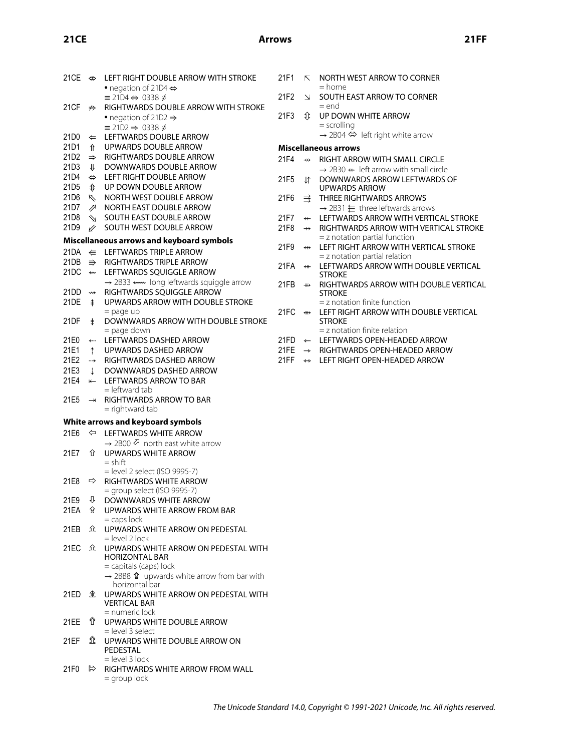21CE ⇎ LEFT RIGHT DOUBLE ARROW WITH STROKE
- negation of 21D4 ⇔
- ≡ 21D4 ⇔ 0338 ◌̸

21CF ⇏ RIGHTWARDS DOUBLE ARROW WITH STROKE
- negation of 21D2 ⇒
- ≡ 21D2 ⇒ 0338 ◌̸

21D0 ⇐ LEFTWARDS DOUBLE ARROW

21D1 ⇑ UPWARDS DOUBLE ARROW

21D2 ⇒ RIGHTWARDS DOUBLE ARROW

21D3 ⇓ DOWNWARDS DOUBLE ARROW

21D4 ⇔ LEFT RIGHT DOUBLE ARROW

21D5 ⇕ UP DOWN DOUBLE ARROW

21D6 ⇖ NORTH WEST DOUBLE ARROW

21D7 ⇗ NORTH EAST DOUBLE ARROW

21D8 ⇘ SOUTH EAST DOUBLE ARROW

21D9 ⇙ SOUTH WEST DOUBLE ARROW

### Miscellaneous arrows and keyboard symbols

21DA ⇚ LEFTWARDS TRIPLE ARROW

21DB ⇛ RIGHTWARDS TRIPLE ARROW

21DC ⇜ LEFTWARDS SQUIGGLE ARROW
- → 2B33 ⬳ long leftwards squiggle arrow

21DD ⇝ RIGHTWARDS SQUIGGLE ARROW

21DE ⇞ UPWARDS ARROW WITH DOUBLE STROKE
- = page up

21DF ⇟ DOWNWARDS ARROW WITH DOUBLE STROKE
- = page down

21E0 ⇠ LEFTWARDS DASHED ARROW

21E1 ⇡ UPWARDS DASHED ARROW

21E2 ⇢ RIGHTWARDS DASHED ARROW

21E3 ⇣ DOWNWARDS DASHED ARROW

21E4 ⇤ LEFTWARDS ARROW TO BAR
- = leftward tab

21E5 ⇥ RIGHTWARDS ARROW TO BAR
- = rightward tab

### White arrows and keyboard symbols

21E6 ⇦ LEFTWARDS WHITE ARROW
- → 2B00 ⬀ north east white arrow

21E7 ⇧ UPWARDS WHITE ARROW
- = shift
- = level 2 select (ISO 9995-7)

21E8 ⇨ RIGHTWARDS WHITE ARROW
- = group select (ISO 9995-7)

21E9 ⇩ DOWNWARDS WHITE ARROW

21EA ⇪ UPWARDS WHITE ARROW FROM BAR
- = caps lock

21EB ⇫ UPWARDS WHITE ARROW ON PEDESTAL
- = level 2 lock

21EC ⇬ UPWARDS WHITE ARROW ON PEDESTAL WITH HORIZONTAL BAR
- = capitals (caps) lock
- → 2BB8 ⮸ upwards white arrow from bar with horizontal bar

21ED ⇭ UPWARDS WHITE ARROW ON PEDESTAL WITH VERTICAL BAR
- = numeric lock

21EE ⇮ UPWARDS WHITE DOUBLE ARROW
- = level 3 select

21EF ⇯ UPWARDS WHITE DOUBLE ARROW ON PEDESTAL
- = level 3 lock

21F0 ⇰ RIGHTWARDS WHITE ARROW FROM WALL
- = group lock

21F1 ⇱ NORTH WEST ARROW TO CORNER
- = home

21F2 ⇲ SOUTH EAST ARROW TO CORNER
- = end

21F3 ⇳ UP DOWN WHITE ARROW
- = scrolling
- → 2B04 ⬄ left right white arrow

### Miscellaneous arrows

21F4 ⇴ RIGHT ARROW WITH SMALL CIRCLE
- → 2B30 ⬰ left arrow with small circle

21F5 ⇵ DOWNWARDS ARROW LEFTWARDS OF UPWARDS ARROW

21F6 ⇶ THREE RIGHTWARDS ARROWS
- → 2B31 ⬱ three leftwards arrows

21F7 ⇷ LEFTWARDS ARROW WITH VERTICAL STROKE

21F8 ⇸ RIGHTWARDS ARROW WITH VERTICAL STROKE
- = z notation partial function

21F9 ⇹ LEFT RIGHT ARROW WITH VERTICAL STROKE
- = z notation partial relation

21FA ⇺ LEFTWARDS ARROW WITH DOUBLE VERTICAL STROKE

21FB ⇻ RIGHTWARDS ARROW WITH DOUBLE VERTICAL STROKE
- = z notation finite function

21FC ⇼ LEFT RIGHT ARROW WITH DOUBLE VERTICAL STROKE
- = z notation finite relation

21FD ⇽ LEFTWARDS OPEN-HEADED ARROW

21FE ⇾ RIGHTWARDS OPEN-HEADED ARROW

21FF ⇿ LEFT RIGHT OPEN-HEADED ARROW